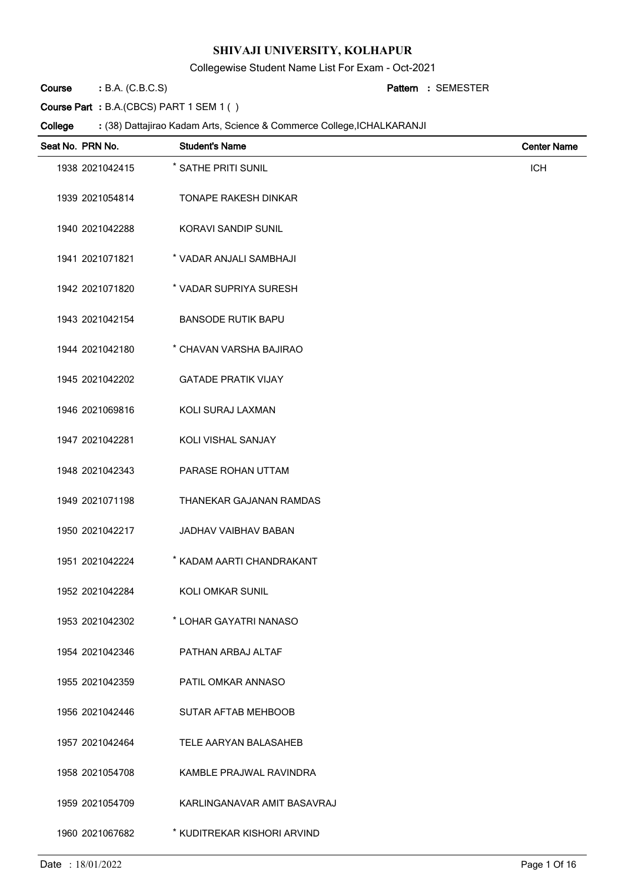# SHIVAJI UNIVERSITY, KOLHAPUR

Collegewise Student Name List For Exam - Oct-2021

**Course** : B.A. (C.B.C.S) **Pattern** : SEMESTER

**Course Part** : B.A.(CBCS) PART 1 SEM 1 ( )

**College** : (38) Dattajirao Kadam Arts, Science & Commerce College,ICHALKARANJI

| Seat No. | PRN No. | Student's Name | Center Name |
|---|---|---|---|
| 1938 | 2021042415 | * SATHE PRITI SUNIL | ICH |
| 1939 | 2021054814 | TONAPE RAKESH DINKAR | |
| 1940 | 2021042288 | KORAVI SANDIP SUNIL | |
| 1941 | 2021071821 | * VADAR ANJALI SAMBHAJI | |
| 1942 | 2021071820 | * VADAR SUPRIYA SURESH | |
| 1943 | 2021042154 | BANSODE RUTIK BAPU | |
| 1944 | 2021042180 | * CHAVAN VARSHA BAJIRAO | |
| 1945 | 2021042202 | GATADE PRATIK VIJAY | |
| 1946 | 2021069816 | KOLI SURAJ LAXMAN | |
| 1947 | 2021042281 | KOLI VISHAL SANJAY | |
| 1948 | 2021042343 | PARASE ROHAN UTTAM | |
| 1949 | 2021071198 | THANEKAR GAJANAN RAMDAS | |
| 1950 | 2021042217 | JADHAV VAIBHAV BABAN | |
| 1951 | 2021042224 | * KADAM AARTI CHANDRAKANT | |
| 1952 | 2021042284 | KOLI OMKAR SUNIL | |
| 1953 | 2021042302 | * LOHAR GAYATRI NANASO | |
| 1954 | 2021042346 | PATHAN ARBAJ ALTAF | |
| 1955 | 2021042359 | PATIL OMKAR ANNASO | |
| 1956 | 2021042446 | SUTAR AFTAB MEHBOOB | |
| 1957 | 2021042464 | TELE AARYAN BALASAHEB | |
| 1958 | 2021054708 | KAMBLE PRAJWAL RAVINDRA | |
| 1959 | 2021054709 | KARLINGANAVAR AMIT BASAVRAJ | |
| 1960 | 2021067682 | * KUDITREKAR KISHORI ARVIND | |

Date : 18/01/2022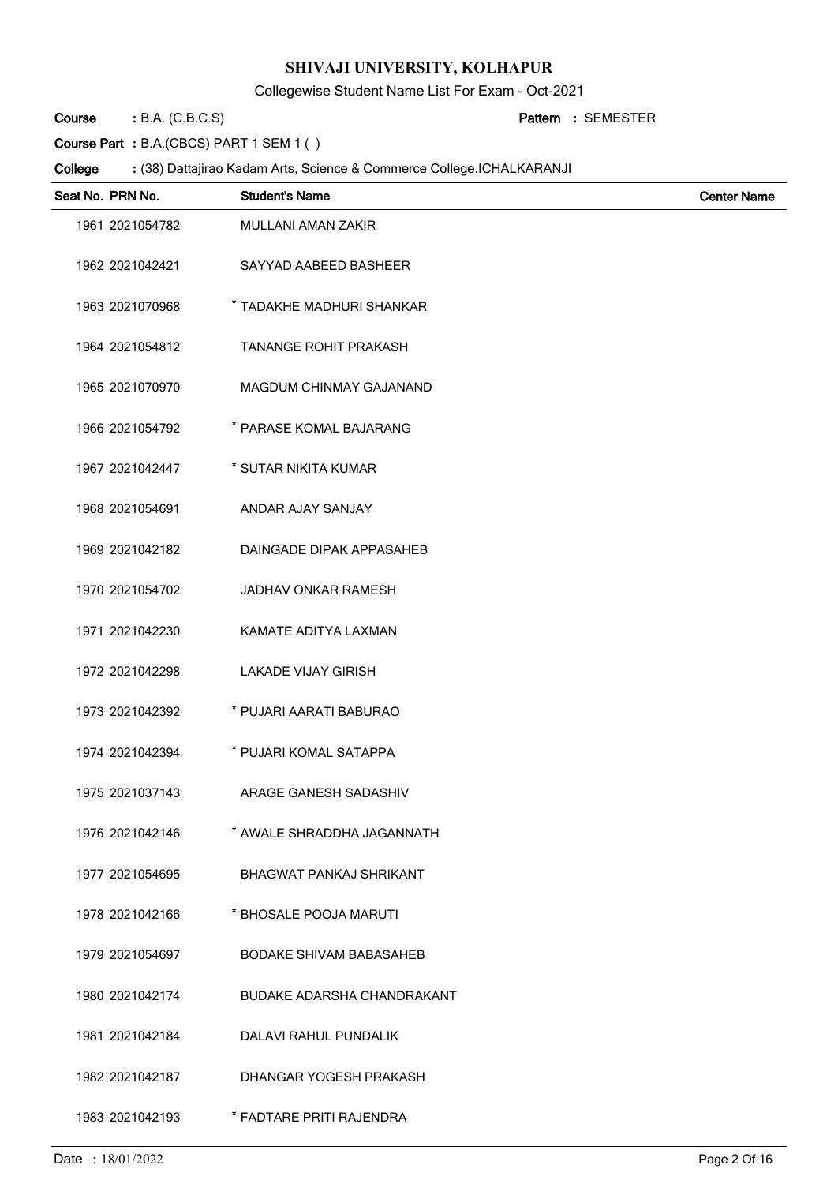# SHIVAJI UNIVERSITY, KOLHAPUR

Collegewise Student Name List For Exam - Oct-2021

**Course** : B.A. (C.B.C.S) **Pattern** : SEMESTER

**Course Part** : B.A.(CBCS) PART 1 SEM 1 ( )

**College** : (38) Dattajirao Kadam Arts, Science & Commerce College,ICHALKARANJI

| Seat No. | PRN No. | Student's Name | Center Name |
|---|---|---|---|
| 1961 | 2021054782 | MULLANI AMAN ZAKIR | |
| 1962 | 2021042421 | SAYYAD AABEED BASHEER | |
| 1963 | 2021070968 | * TADAKHE MADHURI SHANKAR | |
| 1964 | 2021054812 | TANANGE ROHIT PRAKASH | |
| 1965 | 2021070970 | MAGDUM CHINMAY GAJANAND | |
| 1966 | 2021054792 | * PARASE KOMAL BAJARANG | |
| 1967 | 2021042447 | * SUTAR NIKITA KUMAR | |
| 1968 | 2021054691 | ANDAR AJAY SANJAY | |
| 1969 | 2021042182 | DAINGADE DIPAK APPASAHEB | |
| 1970 | 2021054702 | JADHAV ONKAR RAMESH | |
| 1971 | 2021042230 | KAMATE ADITYA LAXMAN | |
| 1972 | 2021042298 | LAKADE VIJAY GIRISH | |
| 1973 | 2021042392 | * PUJARI AARATI BABURAO | |
| 1974 | 2021042394 | * PUJARI KOMAL SATAPPA | |
| 1975 | 2021037143 | ARAGE GANESH SADASHIV | |
| 1976 | 2021042146 | * AWALE SHRADDHA JAGANNATH | |
| 1977 | 2021054695 | BHAGWAT PANKAJ SHRIKANT | |
| 1978 | 2021042166 | * BHOSALE POOJA MARUTI | |
| 1979 | 2021054697 | BODAKE SHIVAM BABASAHEB | |
| 1980 | 2021042174 | BUDAKE ADARSHA CHANDRAKANT | |
| 1981 | 2021042184 | DALAVI RAHUL PUNDALIK | |
| 1982 | 2021042187 | DHANGAR YOGESH PRAKASH | |
| 1983 | 2021042193 | * FADTARE PRITI RAJENDRA | |

Date : 18/01/2022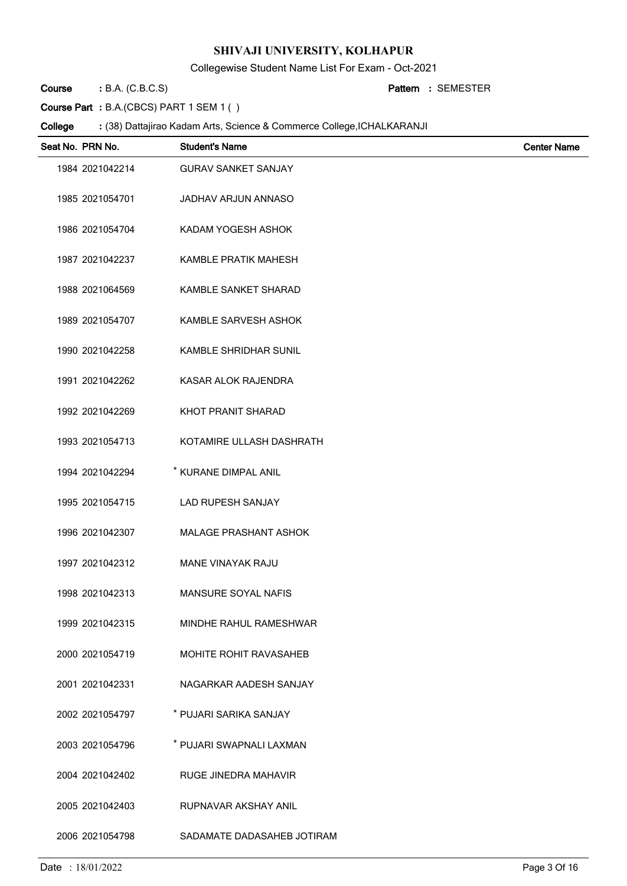# SHIVAJI UNIVERSITY, KOLHAPUR

Collegewise Student Name List For Exam - Oct-2021

**Course** : B.A. (C.B.C.S) **Pattern** : SEMESTER

**Course Part** : B.A.(CBCS) PART 1 SEM 1 ( )

**College** : (38) Dattajirao Kadam Arts, Science & Commerce College,ICHALKARANJI

| Seat No. | PRN No. | Student's Name | Center Name |
|---|---|---|---|
| 1984 | 2021042214 | GURAV SANKET SANJAY | |
| 1985 | 2021054701 | JADHAV ARJUN ANNASO | |
| 1986 | 2021054704 | KADAM YOGESH ASHOK | |
| 1987 | 2021042237 | KAMBLE PRATIK MAHESH | |
| 1988 | 2021064569 | KAMBLE SANKET SHARAD | |
| 1989 | 2021054707 | KAMBLE SARVESH ASHOK | |
| 1990 | 2021042258 | KAMBLE SHRIDHAR SUNIL | |
| 1991 | 2021042262 | KASAR ALOK RAJENDRA | |
| 1992 | 2021042269 | KHOT PRANIT SHARAD | |
| 1993 | 2021054713 | KOTAMIRE ULLASH DASHRATH | |
| 1994 | 2021042294 | * KURANE DIMPAL ANIL | |
| 1995 | 2021054715 | LAD RUPESH SANJAY | |
| 1996 | 2021042307 | MALAGE PRASHANT ASHOK | |
| 1997 | 2021042312 | MANE VINAYAK RAJU | |
| 1998 | 2021042313 | MANSURE SOYAL NAFIS | |
| 1999 | 2021042315 | MINDHE RAHUL RAMESHWAR | |
| 2000 | 2021054719 | MOHITE ROHIT RAVASAHEB | |
| 2001 | 2021042331 | NAGARKAR AADESH SANJAY | |
| 2002 | 2021054797 | * PUJARI SARIKA SANJAY | |
| 2003 | 2021054796 | * PUJARI SWAPNALI LAXMAN | |
| 2004 | 2021042402 | RUGE JINEDRA MAHAVIR | |
| 2005 | 2021042403 | RUPNAVAR AKSHAY ANIL | |
| 2006 | 2021054798 | SADAMATE DADASAHEB JOTIRAM | |

Date : 18/01/2022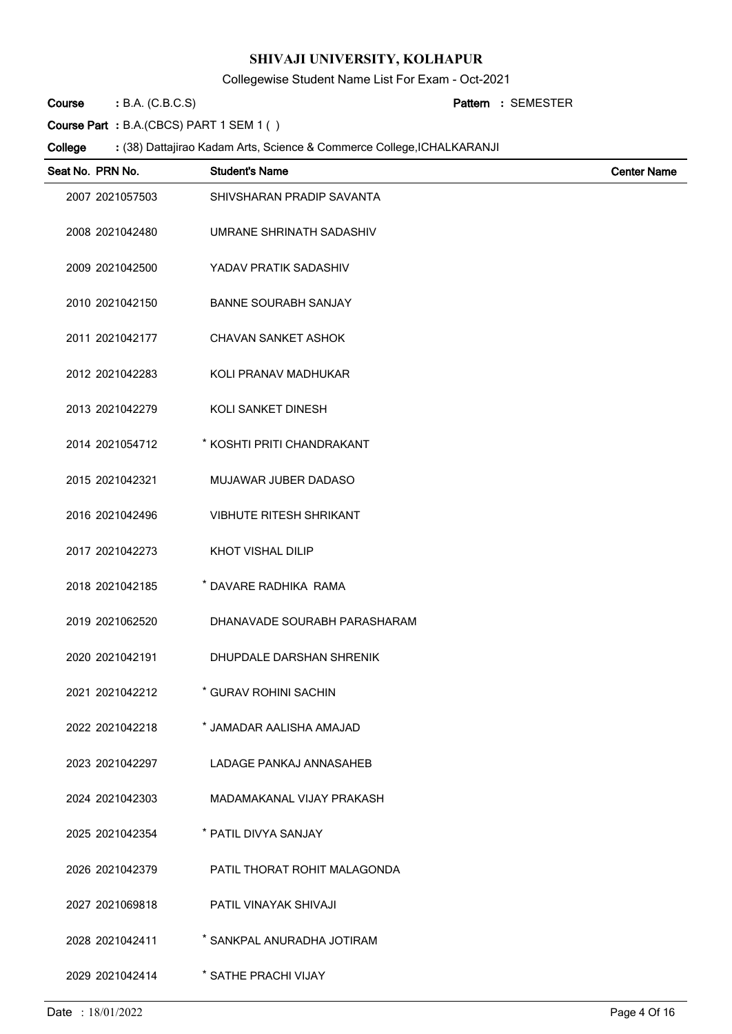# SHIVAJI UNIVERSITY, KOLHAPUR

Collegewise Student Name List For Exam - Oct-2021

**Course** : B.A. (C.B.C.S) **Pattern** : SEMESTER

**Course Part** : B.A.(CBCS) PART 1 SEM 1 ( )

**College** : (38) Dattajirao Kadam Arts, Science & Commerce College,ICHALKARANJI

| Seat No. | PRN No. | Student's Name | Center Name |
|---|---|---|---|
| 2007 | 2021057503 | SHIVSHARAN PRADIP SAVANTA | |
| 2008 | 2021042480 | UMRANE SHRINATH SADASHIV | |
| 2009 | 2021042500 | YADAV PRATIK SADASHIV | |
| 2010 | 2021042150 | BANNE SOURABH SANJAY | |
| 2011 | 2021042177 | CHAVAN SANKET ASHOK | |
| 2012 | 2021042283 | KOLI PRANAV MADHUKAR | |
| 2013 | 2021042279 | KOLI SANKET DINESH | |
| 2014 | 2021054712 | * KOSHTI PRITI CHANDRAKANT | |
| 2015 | 2021042321 | MUJAWAR JUBER DADASO | |
| 2016 | 2021042496 | VIBHUTE RITESH SHRIKANT | |
| 2017 | 2021042273 | KHOT VISHAL DILIP | |
| 2018 | 2021042185 | * DAVARE RADHIKA RAMA | |
| 2019 | 2021062520 | DHANAVADE SOURABH PARASHARAM | |
| 2020 | 2021042191 | DHUPDALE DARSHAN SHRENIK | |
| 2021 | 2021042212 | * GURAV ROHINI SACHIN | |
| 2022 | 2021042218 | * JAMADAR AALISHA AMAJAD | |
| 2023 | 2021042297 | LADAGE PANKAJ ANNASAHEB | |
| 2024 | 2021042303 | MADAMAKANAL VIJAY PRAKASH | |
| 2025 | 2021042354 | * PATIL DIVYA SANJAY | |
| 2026 | 2021042379 | PATIL THORAT ROHIT MALAGONDA | |
| 2027 | 2021069818 | PATIL VINAYAK SHIVAJI | |
| 2028 | 2021042411 | * SANKPAL ANURADHA JOTIRAM | |
| 2029 | 2021042414 | * SATHE PRACHI VIJAY | |

Date : 18/01/2022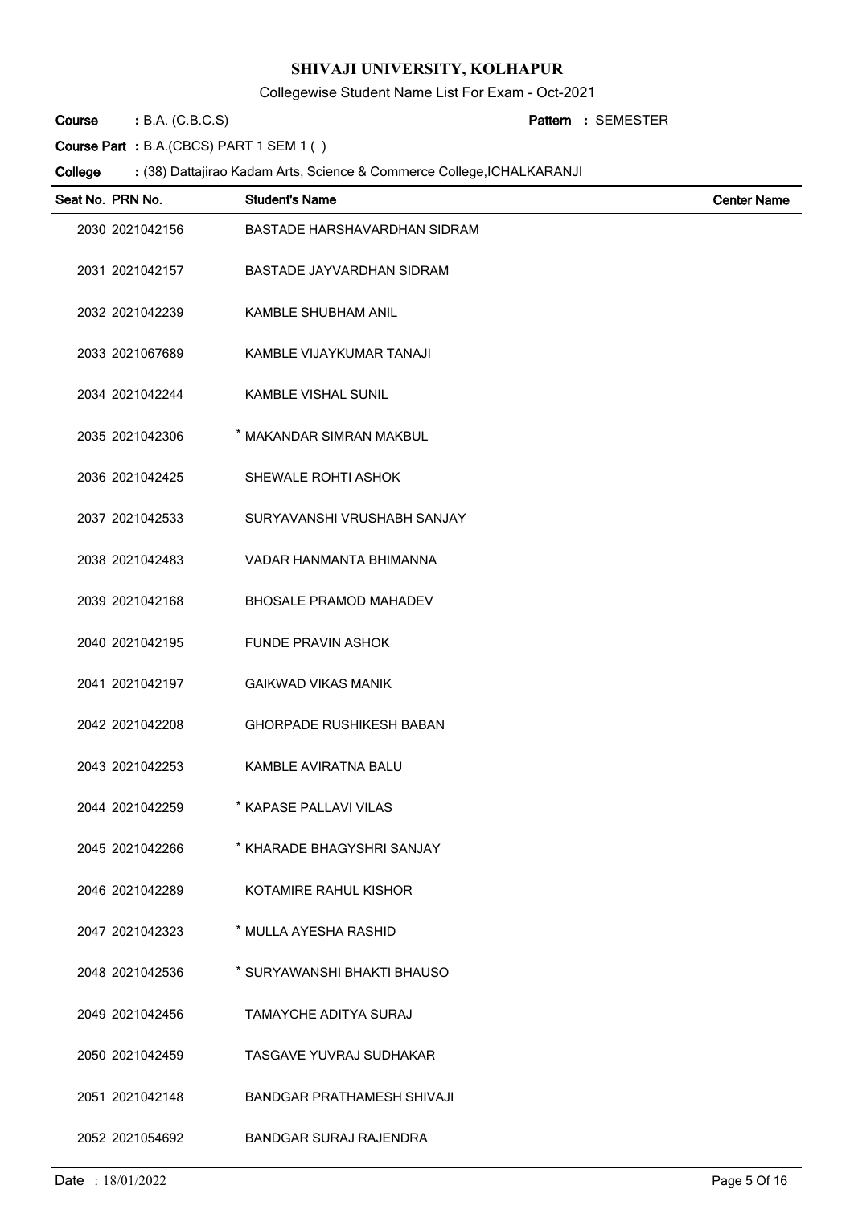# SHIVAJI UNIVERSITY, KOLHAPUR

Collegewise Student Name List For Exam - Oct-2021

**Course** : B.A. (C.B.C.S) **Pattern** : SEMESTER

**Course Part** : B.A.(CBCS) PART 1 SEM 1 ( )

**College** : (38) Dattajirao Kadam Arts, Science & Commerce College,ICHALKARANJI

| Seat No. | PRN No. | Student's Name | Center Name |
|---|---|---|---|
| 2030 | 2021042156 | BASTADE HARSHAVARDHAN SIDRAM | |
| 2031 | 2021042157 | BASTADE JAYVARDHAN SIDRAM | |
| 2032 | 2021042239 | KAMBLE SHUBHAM ANIL | |
| 2033 | 2021067689 | KAMBLE VIJAYKUMAR TANAJI | |
| 2034 | 2021042244 | KAMBLE VISHAL SUNIL | |
| 2035 | 2021042306 | * MAKANDAR SIMRAN MAKBUL | |
| 2036 | 2021042425 | SHEWALE ROHTI ASHOK | |
| 2037 | 2021042533 | SURYAVANSHI VRUSHABH SANJAY | |
| 2038 | 2021042483 | VADAR HANMANTA BHIMANNA | |
| 2039 | 2021042168 | BHOSALE PRAMOD MAHADEV | |
| 2040 | 2021042195 | FUNDE PRAVIN ASHOK | |
| 2041 | 2021042197 | GAIKWAD VIKAS MANIK | |
| 2042 | 2021042208 | GHORPADE RUSHIKESH BABAN | |
| 2043 | 2021042253 | KAMBLE AVIRATNA BALU | |
| 2044 | 2021042259 | * KAPASE PALLAVI VILAS | |
| 2045 | 2021042266 | * KHARADE BHAGYSHRI SANJAY | |
| 2046 | 2021042289 | KOTAMIRE RAHUL KISHOR | |
| 2047 | 2021042323 | * MULLA AYESHA RASHID | |
| 2048 | 2021042536 | * SURYAWANSHI BHAKTI BHAUSO | |
| 2049 | 2021042456 | TAMAYCHE ADITYA SURAJ | |
| 2050 | 2021042459 | TASGAVE YUVRAJ SUDHAKAR | |
| 2051 | 2021042148 | BANDGAR PRATHAMESH SHIVAJI | |
| 2052 | 2021054692 | BANDGAR SURAJ RAJENDRA | |

Date : 18/01/2022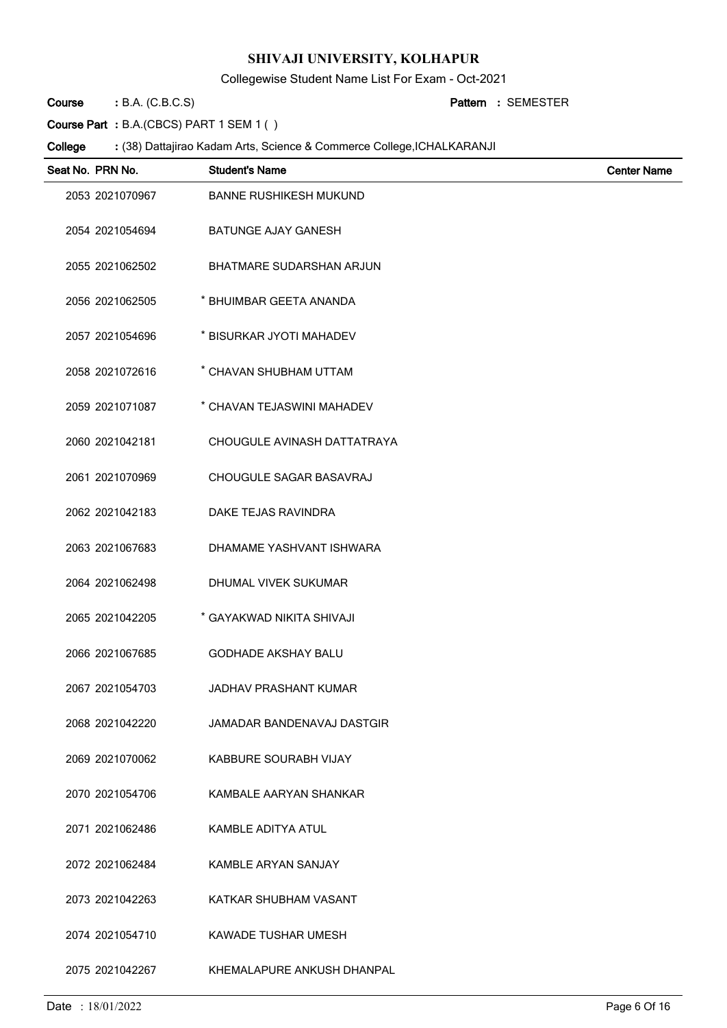# SHIVAJI UNIVERSITY, KOLHAPUR

Collegewise Student Name List For Exam - Oct-2021

**Course** : B.A. (C.B.C.S) **Pattern** : SEMESTER

**Course Part** : B.A.(CBCS) PART 1 SEM 1 ( )

**College** : (38) Dattajirao Kadam Arts, Science & Commerce College,ICHALKARANJI

| Seat No. | PRN No. | Student's Name | Center Name |
|---|---|---|---|
| 2053 | 2021070967 | BANNE RUSHIKESH MUKUND | |
| 2054 | 2021054694 | BATUNGE AJAY GANESH | |
| 2055 | 2021062502 | BHATMARE SUDARSHAN ARJUN | |
| 2056 | 2021062505 | * BHUIMBAR GEETA ANANDA | |
| 2057 | 2021054696 | * BISURKAR JYOTI MAHADEV | |
| 2058 | 2021072616 | * CHAVAN SHUBHAM UTTAM | |
| 2059 | 2021071087 | * CHAVAN TEJASWINI MAHADEV | |
| 2060 | 2021042181 | CHOUGULE AVINASH DATTATRAYA | |
| 2061 | 2021070969 | CHOUGULE SAGAR BASAVRAJ | |
| 2062 | 2021042183 | DAKE TEJAS RAVINDRA | |
| 2063 | 2021067683 | DHAMAME YASHVANT ISHWARA | |
| 2064 | 2021062498 | DHUMAL VIVEK SUKUMAR | |
| 2065 | 2021042205 | * GAYAKWAD NIKITA SHIVAJI | |
| 2066 | 2021067685 | GODHADE AKSHAY BALU | |
| 2067 | 2021054703 | JADHAV PRASHANT KUMAR | |
| 2068 | 2021042220 | JAMADAR BANDENAVAJ DASTGIR | |
| 2069 | 2021070062 | KABBURE SOURABH VIJAY | |
| 2070 | 2021054706 | KAMBALE AARYAN SHANKAR | |
| 2071 | 2021062486 | KAMBLE ADITYA ATUL | |
| 2072 | 2021062484 | KAMBLE ARYAN SANJAY | |
| 2073 | 2021042263 | KATKAR SHUBHAM VASANT | |
| 2074 | 2021054710 | KAWADE TUSHAR UMESH | |
| 2075 | 2021042267 | KHEMALAPURE ANKUSH DHANPAL | |

Date : 18/01/2022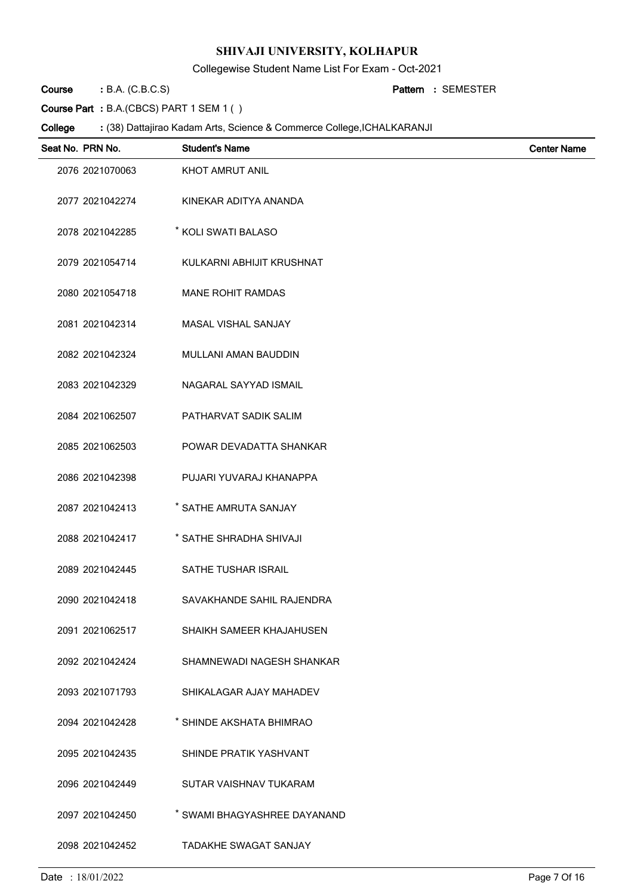# SHIVAJI UNIVERSITY, KOLHAPUR

Collegewise Student Name List For Exam - Oct-2021

**Course** : B.A. (C.B.C.S) **Pattern** : SEMESTER

**Course Part** : B.A.(CBCS) PART 1 SEM 1 ( )

**College** : (38) Dattajirao Kadam Arts, Science & Commerce College,ICHALKARANJI

| Seat No. | PRN No. | Student's Name | Center Name |
|---|---|---|---|
| 2076 | 2021070063 | KHOT AMRUT ANIL | |
| 2077 | 2021042274 | KINEKAR ADITYA ANANDA | |
| 2078 | 2021042285 | * KOLI SWATI BALASO | |
| 2079 | 2021054714 | KULKARNI ABHIJIT KRUSHNAT | |
| 2080 | 2021054718 | MANE ROHIT RAMDAS | |
| 2081 | 2021042314 | MASAL VISHAL SANJAY | |
| 2082 | 2021042324 | MULLANI AMAN BAUDDIN | |
| 2083 | 2021042329 | NAGARAL SAYYAD ISMAIL | |
| 2084 | 2021062507 | PATHARVAT SADIK SALIM | |
| 2085 | 2021062503 | POWAR DEVADATTA SHANKAR | |
| 2086 | 2021042398 | PUJARI YUVARAJ KHANAPPA | |
| 2087 | 2021042413 | * SATHE AMRUTA SANJAY | |
| 2088 | 2021042417 | * SATHE SHRADHA SHIVAJI | |
| 2089 | 2021042445 | SATHE TUSHAR ISRAIL | |
| 2090 | 2021042418 | SAVAKHANDE SAHIL RAJENDRA | |
| 2091 | 2021062517 | SHAIKH SAMEER KHAJAHUSEN | |
| 2092 | 2021042424 | SHAMNEWADI NAGESH SHANKAR | |
| 2093 | 2021071793 | SHIKALAGAR AJAY MAHADEV | |
| 2094 | 2021042428 | * SHINDE AKSHATA BHIMRAO | |
| 2095 | 2021042435 | SHINDE PRATIK YASHVANT | |
| 2096 | 2021042449 | SUTAR VAISHNAV TUKARAM | |
| 2097 | 2021042450 | * SWAMI BHAGYASHREE DAYANAND | |
| 2098 | 2021042452 | TADAKHE SWAGAT SANJAY | |

Date : 18/01/2022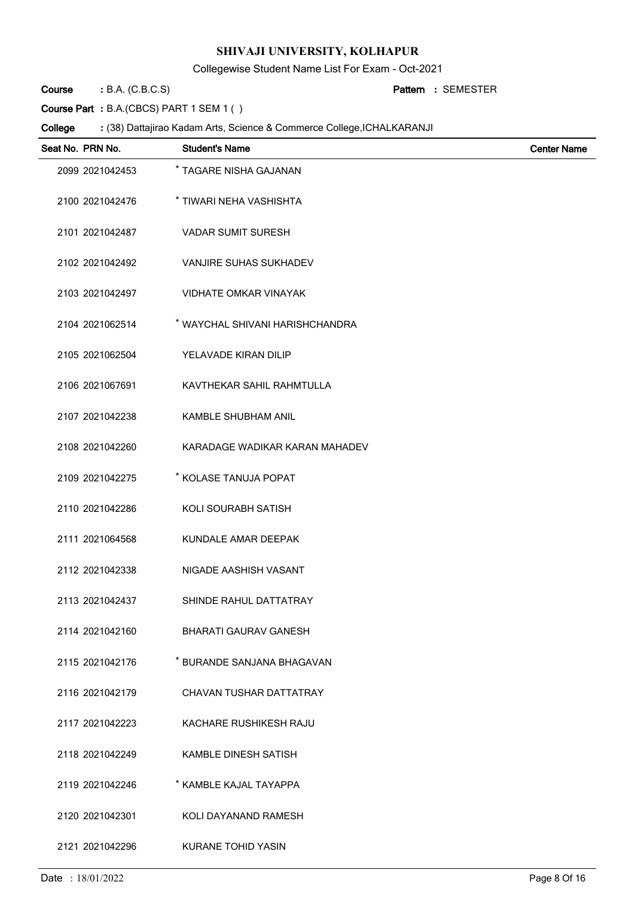# SHIVAJI UNIVERSITY, KOLHAPUR

Collegewise Student Name List For Exam - Oct-2021

**Course** : B.A. (C.B.C.S) **Pattern** : SEMESTER

**Course Part** : B.A.(CBCS) PART 1 SEM 1 ( )

**College** : (38) Dattajirao Kadam Arts, Science & Commerce College,ICHALKARANJI

| Seat No. | PRN No. | Student's Name | Center Name |
|---|---|---|---|
| 2099 | 2021042453 | * TAGARE NISHA GAJANAN | |
| 2100 | 2021042476 | * TIWARI NEHA VASHISHTA | |
| 2101 | 2021042487 | VADAR SUMIT SURESH | |
| 2102 | 2021042492 | VANJIRE SUHAS SUKHADEV | |
| 2103 | 2021042497 | VIDHATE OMKAR VINAYAK | |
| 2104 | 2021062514 | * WAYCHAL SHIVANI HARISHCHANDRA | |
| 2105 | 2021062504 | YELAVADE KIRAN DILIP | |
| 2106 | 2021067691 | KAVTHEKAR SAHIL RAHMTULLA | |
| 2107 | 2021042238 | KAMBLE SHUBHAM ANIL | |
| 2108 | 2021042260 | KARADAGE WADIKAR KARAN MAHADEV | |
| 2109 | 2021042275 | * KOLASE TANUJA POPAT | |
| 2110 | 2021042286 | KOLI SOURABH SATISH | |
| 2111 | 2021064568 | KUNDALE AMAR DEEPAK | |
| 2112 | 2021042338 | NIGADE AASHISH VASANT | |
| 2113 | 2021042437 | SHINDE RAHUL DATTATRAY | |
| 2114 | 2021042160 | BHARATI GAURAV GANESH | |
| 2115 | 2021042176 | * BURANDE SANJANA BHAGAVAN | |
| 2116 | 2021042179 | CHAVAN TUSHAR DATTATRAY | |
| 2117 | 2021042223 | KACHARE RUSHIKESH RAJU | |
| 2118 | 2021042249 | KAMBLE DINESH SATISH | |
| 2119 | 2021042246 | * KAMBLE KAJAL TAYAPPA | |
| 2120 | 2021042301 | KOLI DAYANAND RAMESH | |
| 2121 | 2021042296 | KURANE TOHID YASIN | |

Date : 18/01/2022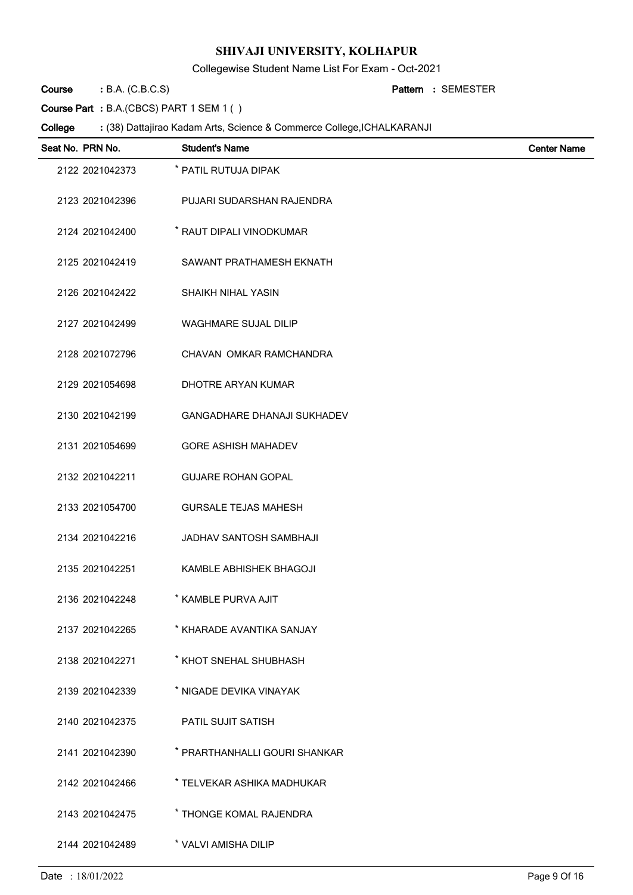# SHIVAJI UNIVERSITY, KOLHAPUR

Collegewise Student Name List For Exam - Oct-2021

**Course** : B.A. (C.B.C.S) **Pattern** : SEMESTER

**Course Part** : B.A.(CBCS) PART 1 SEM 1 ( )

**College** : (38) Dattajirao Kadam Arts, Science & Commerce College,ICHALKARANJI

| Seat No. | PRN No. | Student's Name | Center Name |
|---|---|---|---|
| 2122 | 2021042373 | * PATIL RUTUJA DIPAK | |
| 2123 | 2021042396 | PUJARI SUDARSHAN RAJENDRA | |
| 2124 | 2021042400 | * RAUT DIPALI VINODKUMAR | |
| 2125 | 2021042419 | SAWANT PRATHAMESH EKNATH | |
| 2126 | 2021042422 | SHAIKH NIHAL YASIN | |
| 2127 | 2021042499 | WAGHMARE SUJAL DILIP | |
| 2128 | 2021072796 | CHAVAN OMKAR RAMCHANDRA | |
| 2129 | 2021054698 | DHOTRE ARYAN KUMAR | |
| 2130 | 2021042199 | GANGADHARE DHANAJI SUKHADEV | |
| 2131 | 2021054699 | GORE ASHISH MAHADEV | |
| 2132 | 2021042211 | GUJARE ROHAN GOPAL | |
| 2133 | 2021054700 | GURSALE TEJAS MAHESH | |
| 2134 | 2021042216 | JADHAV SANTOSH SAMBHAJI | |
| 2135 | 2021042251 | KAMBLE ABHISHEK BHAGOJI | |
| 2136 | 2021042248 | * KAMBLE PURVA AJIT | |
| 2137 | 2021042265 | * KHARADE AVANTIKA SANJAY | |
| 2138 | 2021042271 | * KHOT SNEHAL SHUBHASH | |
| 2139 | 2021042339 | * NIGADE DEVIKA VINAYAK | |
| 2140 | 2021042375 | PATIL SUJIT SATISH | |
| 2141 | 2021042390 | * PRARTHANHALLI GOURI SHANKAR | |
| 2142 | 2021042466 | * TELVEKAR ASHIKA MADHUKAR | |
| 2143 | 2021042475 | * THONGE KOMAL RAJENDRA | |
| 2144 | 2021042489 | * VALVI AMISHA DILIP | |

Date : 18/01/2022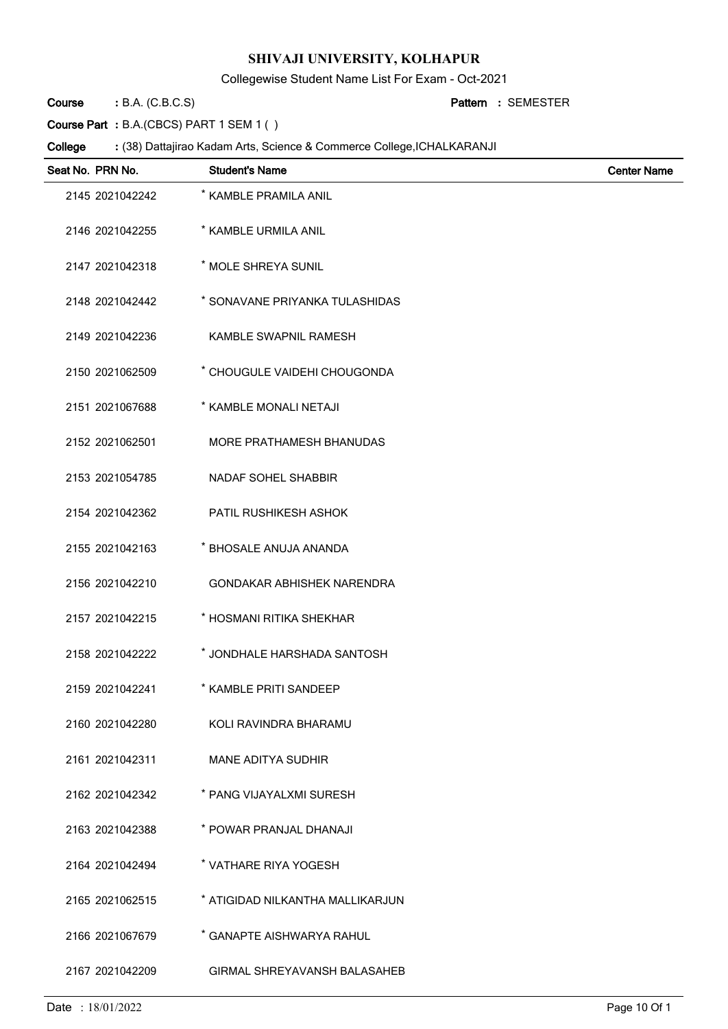# SHIVAJI UNIVERSITY, KOLHAPUR

Collegewise Student Name List For Exam - Oct-2021

**Course** : B.A. (C.B.C.S) **Pattern** : SEMESTER

**Course Part** : B.A.(CBCS) PART 1 SEM 1 ( )

**College** : (38) Dattajirao Kadam Arts, Science & Commerce College,ICHALKARANJI

| Seat No. | PRN No. | Student's Name | Center Name |
|---|---|---|---|
| 2145 | 2021042242 | * KAMBLE PRAMILA ANIL | |
| 2146 | 2021042255 | * KAMBLE URMILA ANIL | |
| 2147 | 2021042318 | * MOLE SHREYA SUNIL | |
| 2148 | 2021042442 | * SONAVANE PRIYANKA TULASHIDAS | |
| 2149 | 2021042236 | KAMBLE SWAPNIL RAMESH | |
| 2150 | 2021062509 | * CHOUGULE VAIDEHI CHOUGONDA | |
| 2151 | 2021067688 | * KAMBLE MONALI NETAJI | |
| 2152 | 2021062501 | MORE PRATHAMESH BHANUDAS | |
| 2153 | 2021054785 | NADAF SOHEL SHABBIR | |
| 2154 | 2021042362 | PATIL RUSHIKESH ASHOK | |
| 2155 | 2021042163 | * BHOSALE ANUJA ANANDA | |
| 2156 | 2021042210 | GONDAKAR ABHISHEK NARENDRA | |
| 2157 | 2021042215 | * HOSMANI RITIKA SHEKHAR | |
| 2158 | 2021042222 | * JONDHALE HARSHADA SANTOSH | |
| 2159 | 2021042241 | * KAMBLE PRITI SANDEEP | |
| 2160 | 2021042280 | KOLI RAVINDRA BHARAMU | |
| 2161 | 2021042311 | MANE ADITYA SUDHIR | |
| 2162 | 2021042342 | * PANG VIJAYALXMI SURESH | |
| 2163 | 2021042388 | * POWAR PRANJAL DHANAJI | |
| 2164 | 2021042494 | * VATHARE RIYA YOGESH | |
| 2165 | 2021062515 | * ATIGIDAD NILKANTHA MALLIKARJUN | |
| 2166 | 2021067679 | * GANAPTE AISHWARYA RAHUL | |
| 2167 | 2021042209 | GIRMAL SHREYAVANSH BALASAHEB | |

Date : 18/01/2022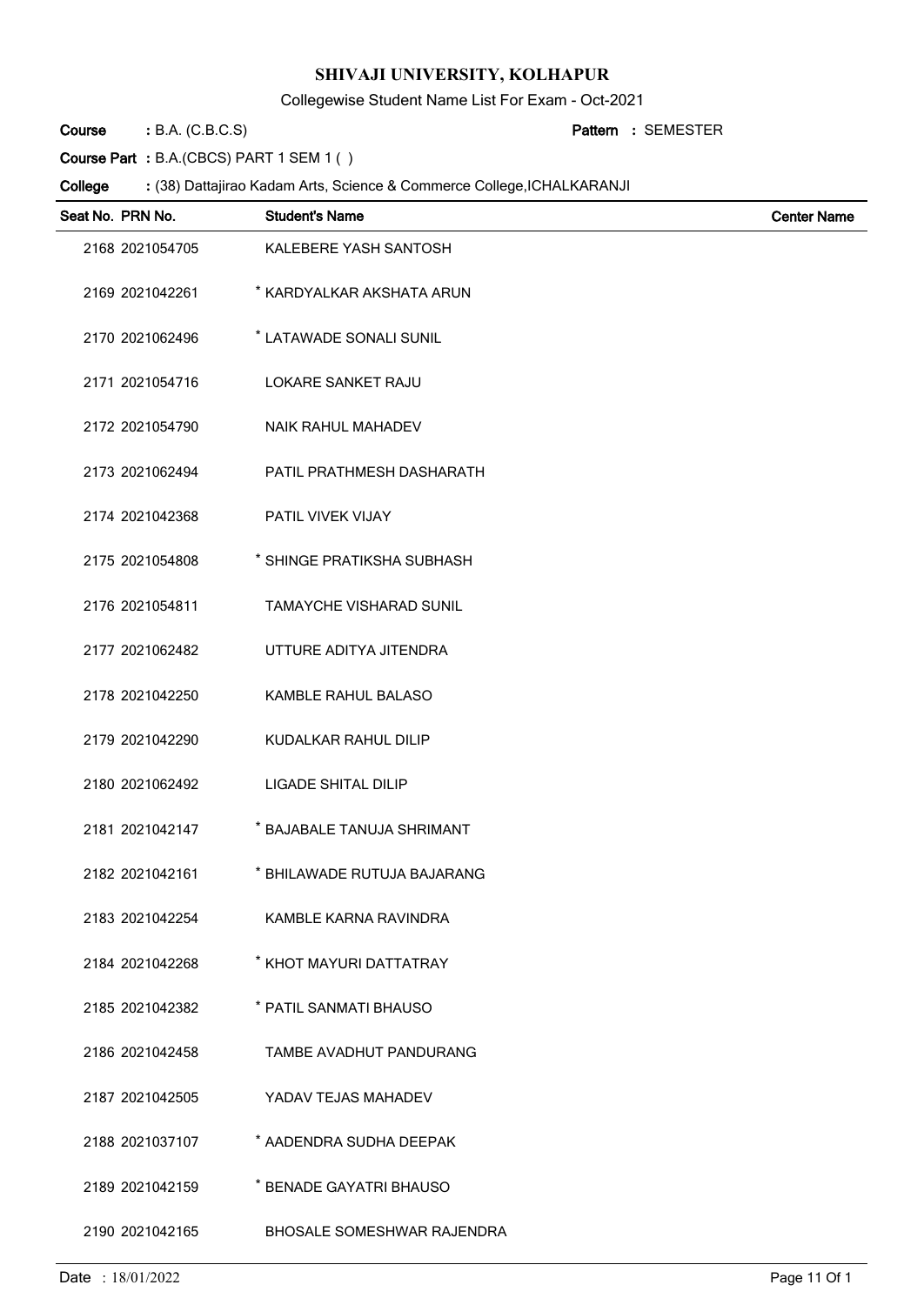# SHIVAJI UNIVERSITY, KOLHAPUR

Collegewise Student Name List For Exam - Oct-2021

**Course** : B.A. (C.B.C.S) **Pattern** : SEMESTER

**Course Part** : B.A.(CBCS) PART 1 SEM 1 ( )

**College** : (38) Dattajirao Kadam Arts, Science & Commerce College,ICHALKARANJI

| Seat No. | PRN No. | Student's Name | Center Name |
|---|---|---|---|
| 2168 | 2021054705 | KALEBERE YASH SANTOSH | |
| 2169 | 2021042261 | * KARDYALKAR AKSHATA ARUN | |
| 2170 | 2021062496 | * LATAWADE SONALI SUNIL | |
| 2171 | 2021054716 | LOKARE SANKET RAJU | |
| 2172 | 2021054790 | NAIK RAHUL MAHADEV | |
| 2173 | 2021062494 | PATIL PRATHMESH DASHARATH | |
| 2174 | 2021042368 | PATIL VIVEK VIJAY | |
| 2175 | 2021054808 | * SHINGE PRATIKSHA SUBHASH | |
| 2176 | 2021054811 | TAMAYCHE VISHARAD SUNIL | |
| 2177 | 2021062482 | UTTURE ADITYA JITENDRA | |
| 2178 | 2021042250 | KAMBLE RAHUL BALASO | |
| 2179 | 2021042290 | KUDALKAR RAHUL DILIP | |
| 2180 | 2021062492 | LIGADE SHITAL DILIP | |
| 2181 | 2021042147 | * BAJABALE TANUJA SHRIMANT | |
| 2182 | 2021042161 | * BHILAWADE RUTUJA BAJARANG | |
| 2183 | 2021042254 | KAMBLE KARNA RAVINDRA | |
| 2184 | 2021042268 | * KHOT MAYURI DATTATRAY | |
| 2185 | 2021042382 | * PATIL SANMATI BHAUSO | |
| 2186 | 2021042458 | TAMBE AVADHUT PANDURANG | |
| 2187 | 2021042505 | YADAV TEJAS MAHADEV | |
| 2188 | 2021037107 | * AADENDRA SUDHA DEEPAK | |
| 2189 | 2021042159 | * BENADE GAYATRI BHAUSO | |
| 2190 | 2021042165 | BHOSALE SOMESHWAR RAJENDRA | |

Date : 18/01/2022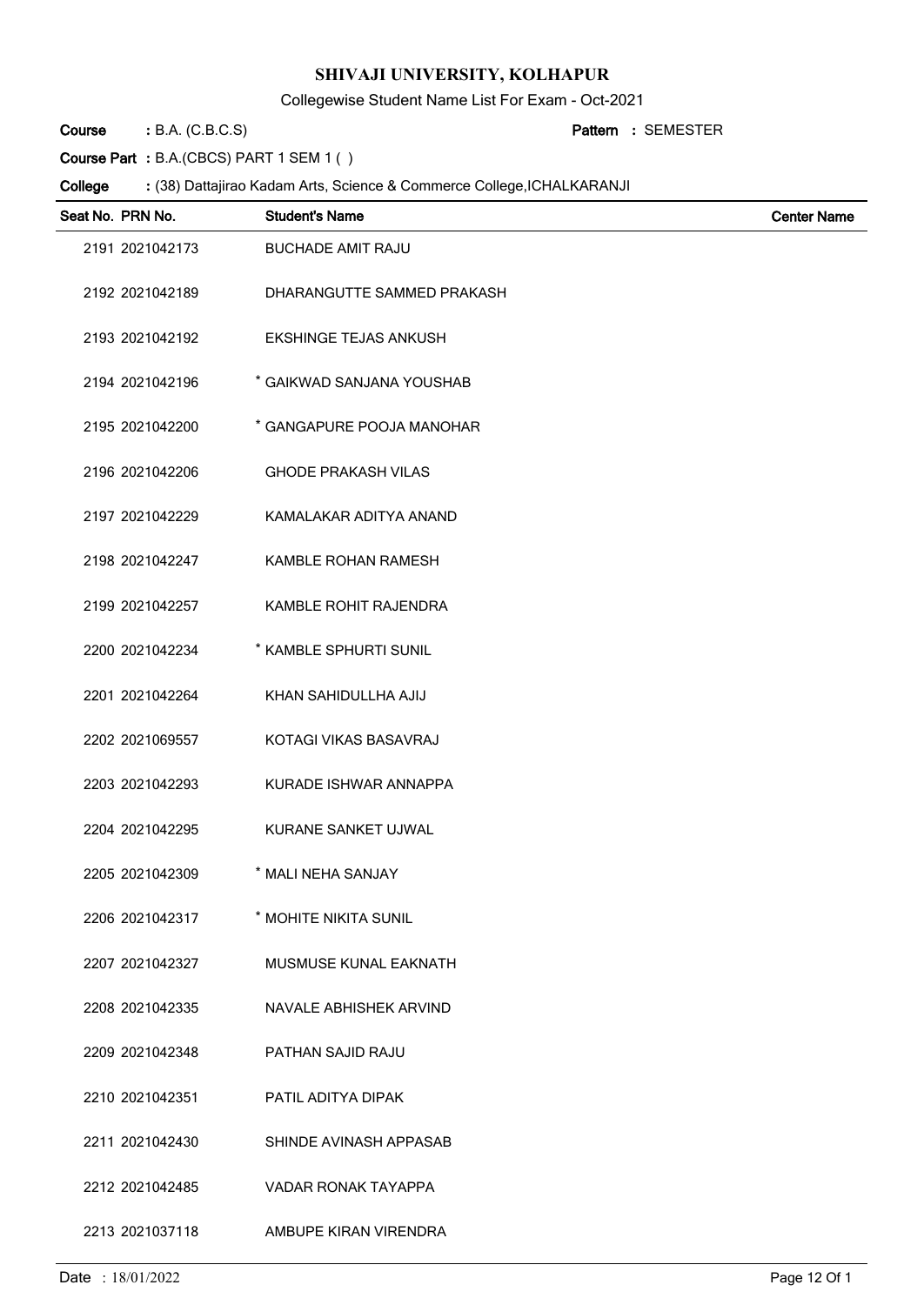# SHIVAJI UNIVERSITY, KOLHAPUR

Collegewise Student Name List For Exam - Oct-2021

**Course** : B.A. (C.B.C.S) **Pattern** : SEMESTER

**Course Part** : B.A.(CBCS) PART 1 SEM 1 ( )

**College** : (38) Dattajirao Kadam Arts, Science & Commerce College,ICHALKARANJI

| Seat No. | PRN No. | Student's Name | Center Name |
|---|---|---|---|
| 2191 | 2021042173 | BUCHADE AMIT RAJU | |
| 2192 | 2021042189 | DHARANGUTTE SAMMED PRAKASH | |
| 2193 | 2021042192 | EKSHINGE TEJAS ANKUSH | |
| 2194 | 2021042196 | * GAIKWAD SANJANA YOUSHAB | |
| 2195 | 2021042200 | * GANGAPURE POOJA MANOHAR | |
| 2196 | 2021042206 | GHODE PRAKASH VILAS | |
| 2197 | 2021042229 | KAMALAKAR ADITYA ANAND | |
| 2198 | 2021042247 | KAMBLE ROHAN RAMESH | |
| 2199 | 2021042257 | KAMBLE ROHIT RAJENDRA | |
| 2200 | 2021042234 | * KAMBLE SPHURTI SUNIL | |
| 2201 | 2021042264 | KHAN SAHIDULLHA AJIJ | |
| 2202 | 2021069557 | KOTAGI VIKAS BASAVRAJ | |
| 2203 | 2021042293 | KURADE ISHWAR ANNAPPA | |
| 2204 | 2021042295 | KURANE SANKET UJWAL | |
| 2205 | 2021042309 | * MALI NEHA SANJAY | |
| 2206 | 2021042317 | * MOHITE NIKITA SUNIL | |
| 2207 | 2021042327 | MUSMUSE KUNAL EAKNATH | |
| 2208 | 2021042335 | NAVALE ABHISHEK ARVIND | |
| 2209 | 2021042348 | PATHAN SAJID RAJU | |
| 2210 | 2021042351 | PATIL ADITYA DIPAK | |
| 2211 | 2021042430 | SHINDE AVINASH APPASAB | |
| 2212 | 2021042485 | VADAR RONAK TAYAPPA | |
| 2213 | 2021037118 | AMBUPE KIRAN VIRENDRA | |

Date : 18/01/2022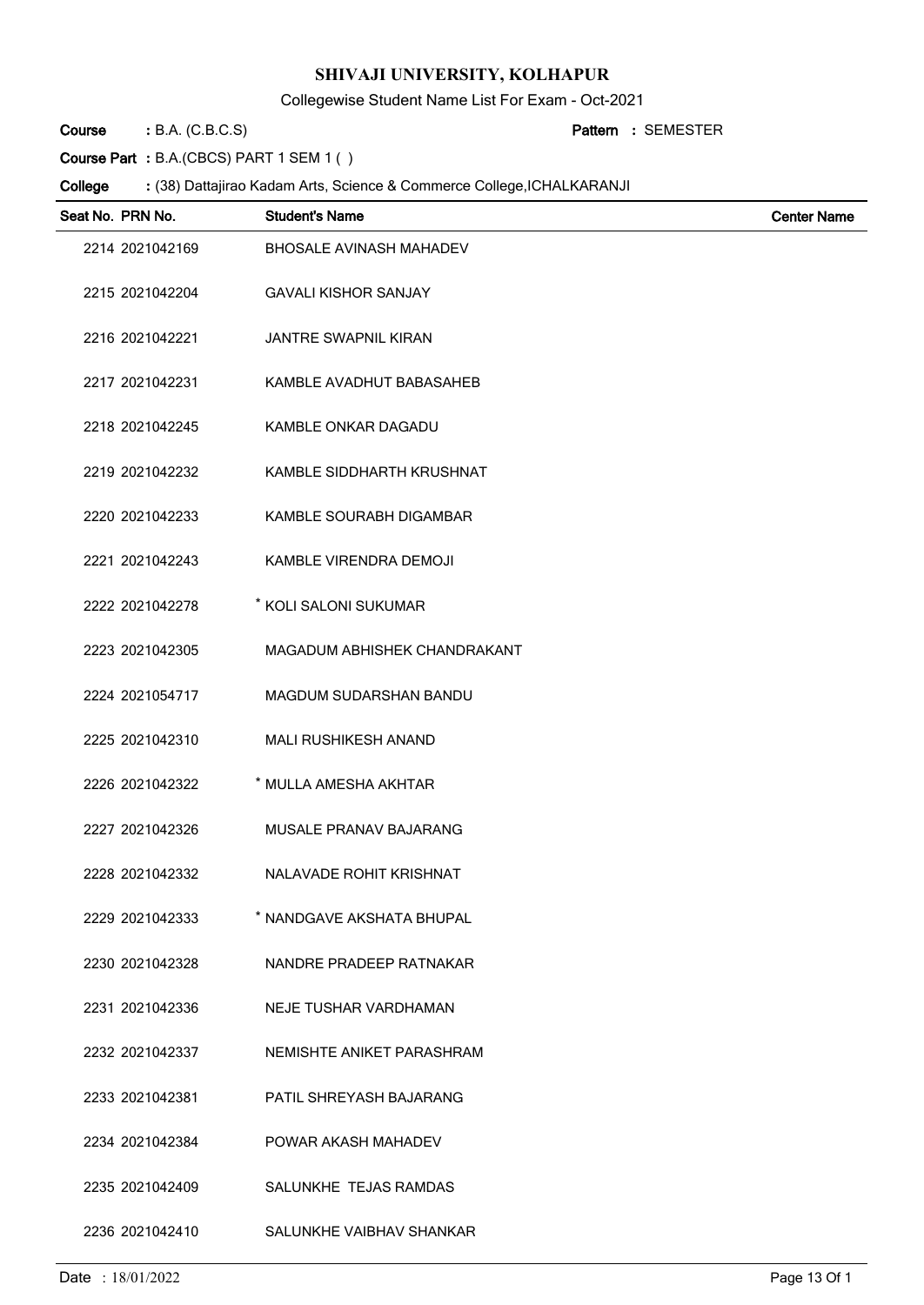# SHIVAJI UNIVERSITY, KOLHAPUR

Collegewise Student Name List For Exam - Oct-2021

**Course** : B.A. (C.B.C.S) **Pattern** : SEMESTER

**Course Part** : B.A.(CBCS) PART 1 SEM 1 ( )

**College** : (38) Dattajirao Kadam Arts, Science & Commerce College,ICHALKARANJI

| Seat No. | PRN No. | Student's Name | Center Name |
|---|---|---|---|
| 2214 | 2021042169 | BHOSALE AVINASH MAHADEV | |
| 2215 | 2021042204 | GAVALI KISHOR SANJAY | |
| 2216 | 2021042221 | JANTRE SWAPNIL KIRAN | |
| 2217 | 2021042231 | KAMBLE AVADHUT BABASAHEB | |
| 2218 | 2021042245 | KAMBLE ONKAR DAGADU | |
| 2219 | 2021042232 | KAMBLE SIDDHARTH KRUSHNAT | |
| 2220 | 2021042233 | KAMBLE SOURABH DIGAMBAR | |
| 2221 | 2021042243 | KAMBLE VIRENDRA DEMOJI | |
| 2222 | 2021042278 | * KOLI SALONI SUKUMAR | |
| 2223 | 2021042305 | MAGADUM ABHISHEK CHANDRAKANT | |
| 2224 | 2021054717 | MAGDUM SUDARSHAN BANDU | |
| 2225 | 2021042310 | MALI RUSHIKESH ANAND | |
| 2226 | 2021042322 | * MULLA AMESHA AKHTAR | |
| 2227 | 2021042326 | MUSALE PRANAV BAJARANG | |
| 2228 | 2021042332 | NALAVADE ROHIT KRISHNAT | |
| 2229 | 2021042333 | * NANDGAVE AKSHATA BHUPAL | |
| 2230 | 2021042328 | NANDRE PRADEEP RATNAKAR | |
| 2231 | 2021042336 | NEJE TUSHAR VARDHAMAN | |
| 2232 | 2021042337 | NEMISHTE ANIKET PARASHRAM | |
| 2233 | 2021042381 | PATIL SHREYASH BAJARANG | |
| 2234 | 2021042384 | POWAR AKASH MAHADEV | |
| 2235 | 2021042409 | SALUNKHE TEJAS RAMDAS | |
| 2236 | 2021042410 | SALUNKHE VAIBHAV SHANKAR | |

Date : 18/01/2022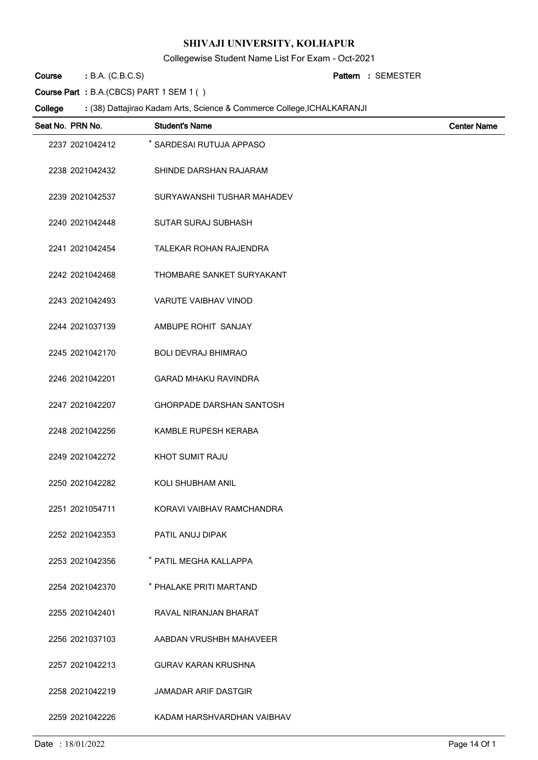# SHIVAJI UNIVERSITY, KOLHAPUR

Collegewise Student Name List For Exam - Oct-2021

**Course** : B.A. (C.B.C.S) **Pattern** : SEMESTER

**Course Part** : B.A.(CBCS) PART 1 SEM 1 ( )

**College** : (38) Dattajirao Kadam Arts, Science & Commerce College,ICHALKARANJI

| Seat No. | PRN No. | Student's Name | Center Name |
|---|---|---|---|
| 2237 | 2021042412 | * SARDESAI RUTUJA APPASO | |
| 2238 | 2021042432 | SHINDE DARSHAN RAJARAM | |
| 2239 | 2021042537 | SURYAWANSHI TUSHAR MAHADEV | |
| 2240 | 2021042448 | SUTAR SURAJ SUBHASH | |
| 2241 | 2021042454 | TALEKAR ROHAN RAJENDRA | |
| 2242 | 2021042468 | THOMBARE SANKET SURYAKANT | |
| 2243 | 2021042493 | VARUTE VAIBHAV VINOD | |
| 2244 | 2021037139 | AMBUPE ROHIT SANJAY | |
| 2245 | 2021042170 | BOLI DEVRAJ BHIMRAO | |
| 2246 | 2021042201 | GARAD MHAKU RAVINDRA | |
| 2247 | 2021042207 | GHORPADE DARSHAN SANTOSH | |
| 2248 | 2021042256 | KAMBLE RUPESH KERABA | |
| 2249 | 2021042272 | KHOT SUMIT RAJU | |
| 2250 | 2021042282 | KOLI SHUBHAM ANIL | |
| 2251 | 2021054711 | KORAVI VAIBHAV RAMCHANDRA | |
| 2252 | 2021042353 | PATIL ANUJ DIPAK | |
| 2253 | 2021042356 | * PATIL MEGHA KALLAPPA | |
| 2254 | 2021042370 | * PHALAKE PRITI MARTAND | |
| 2255 | 2021042401 | RAVAL NIRANJAN BHARAT | |
| 2256 | 2021037103 | AABDAN VRUSHBH MAHAVEER | |
| 2257 | 2021042213 | GURAV KARAN KRUSHNA | |
| 2258 | 2021042219 | JAMADAR ARIF DASTGIR | |
| 2259 | 2021042226 | KADAM HARSHVARDHAN VAIBHAV | |

Date : 18/01/2022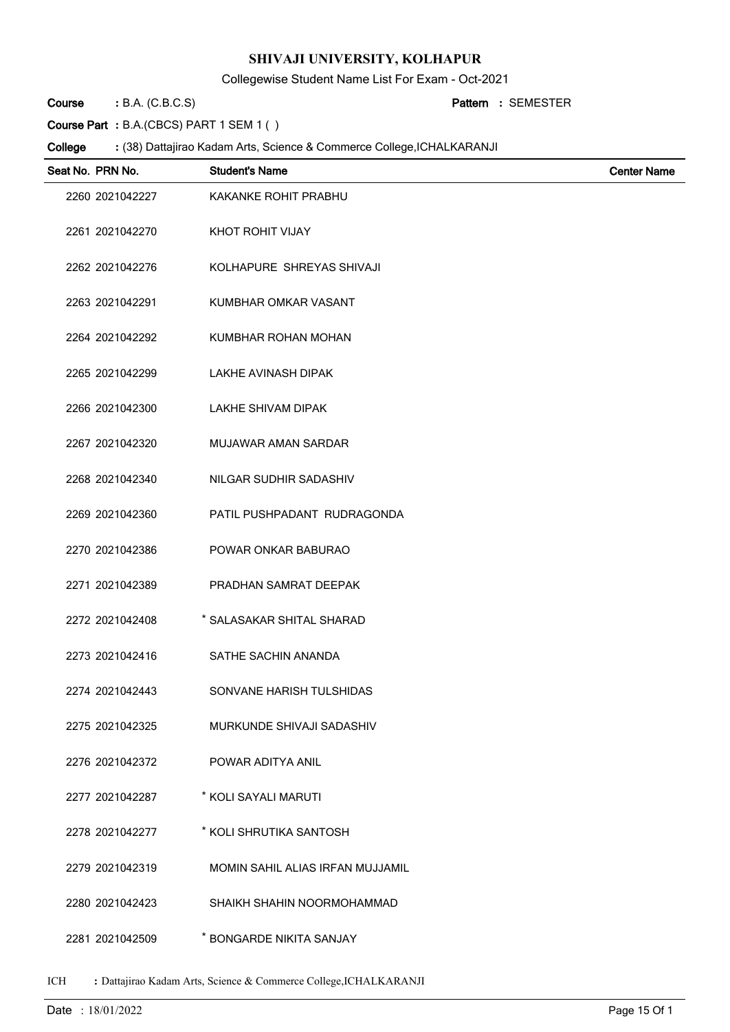# SHIVAJI UNIVERSITY, KOLHAPUR

Collegewise Student Name List For Exam - Oct-2021

**Course** : B.A. (C.B.C.S) **Pattern** : SEMESTER

**Course Part** : B.A.(CBCS) PART 1 SEM 1 ( )

**College** : (38) Dattajirao Kadam Arts, Science & Commerce College,ICHALKARANJI

| Seat No. | PRN No. | Student's Name | Center Name |
|---|---|---|---|
| 2260 | 2021042227 | KAKANKE ROHIT PRABHU | |
| 2261 | 2021042270 | KHOT ROHIT VIJAY | |
| 2262 | 2021042276 | KOLHAPURE SHREYAS SHIVAJI | |
| 2263 | 2021042291 | KUMBHAR OMKAR VASANT | |
| 2264 | 2021042292 | KUMBHAR ROHAN MOHAN | |
| 2265 | 2021042299 | LAKHE AVINASH DIPAK | |
| 2266 | 2021042300 | LAKHE SHIVAM DIPAK | |
| 2267 | 2021042320 | MUJAWAR AMAN SARDAR | |
| 2268 | 2021042340 | NILGAR SUDHIR SADASHIV | |
| 2269 | 2021042360 | PATIL PUSHPADANT RUDRAGONDA | |
| 2270 | 2021042386 | POWAR ONKAR BABURAO | |
| 2271 | 2021042389 | PRADHAN SAMRAT DEEPAK | |
| 2272 | 2021042408 | * SALASAKAR SHITAL SHARAD | |
| 2273 | 2021042416 | SATHE SACHIN ANANDA | |
| 2274 | 2021042443 | SONVANE HARISH TULSHIDAS | |
| 2275 | 2021042325 | MURKUNDE SHIVAJI SADASHIV | |
| 2276 | 2021042372 | POWAR ADITYA ANIL | |
| 2277 | 2021042287 | * KOLI SAYALI MARUTI | |
| 2278 | 2021042277 | * KOLI SHRUTIKA SANTOSH | |
| 2279 | 2021042319 | MOMIN SAHIL ALIAS IRFAN MUJJAMIL | |
| 2280 | 2021042423 | SHAIKH SHAHIN NOORMOHAMMAD | |
| 2281 | 2021042509 | * BONGARDE NIKITA SANJAY | |

ICH : Dattajirao Kadam Arts, Science & Commerce College,ICHALKARANJI

Date : 18/01/2022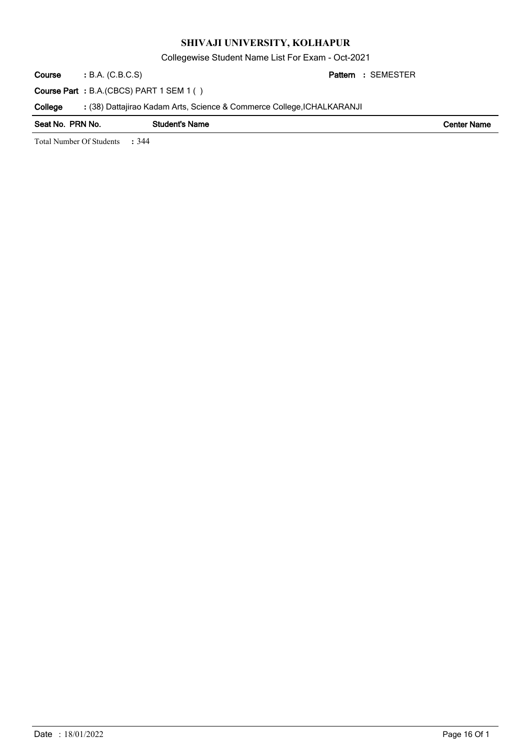# SHIVAJI UNIVERSITY, KOLHAPUR

Collegewise Student Name List For Exam - Oct-2021

**Course** : B.A. (C.B.C.S) **Pattern** : SEMESTER

**Course Part** : B.A.(CBCS) PART 1 SEM 1 ( )

**College** : (38) Dattajirao Kadam Arts, Science & Commerce College,ICHALKARANJI

| Seat No. | PRN No. | Student's Name | Center Name |
| --- | --- | --- | --- |

Total Number Of Students : 344

Date : 18/01/2022